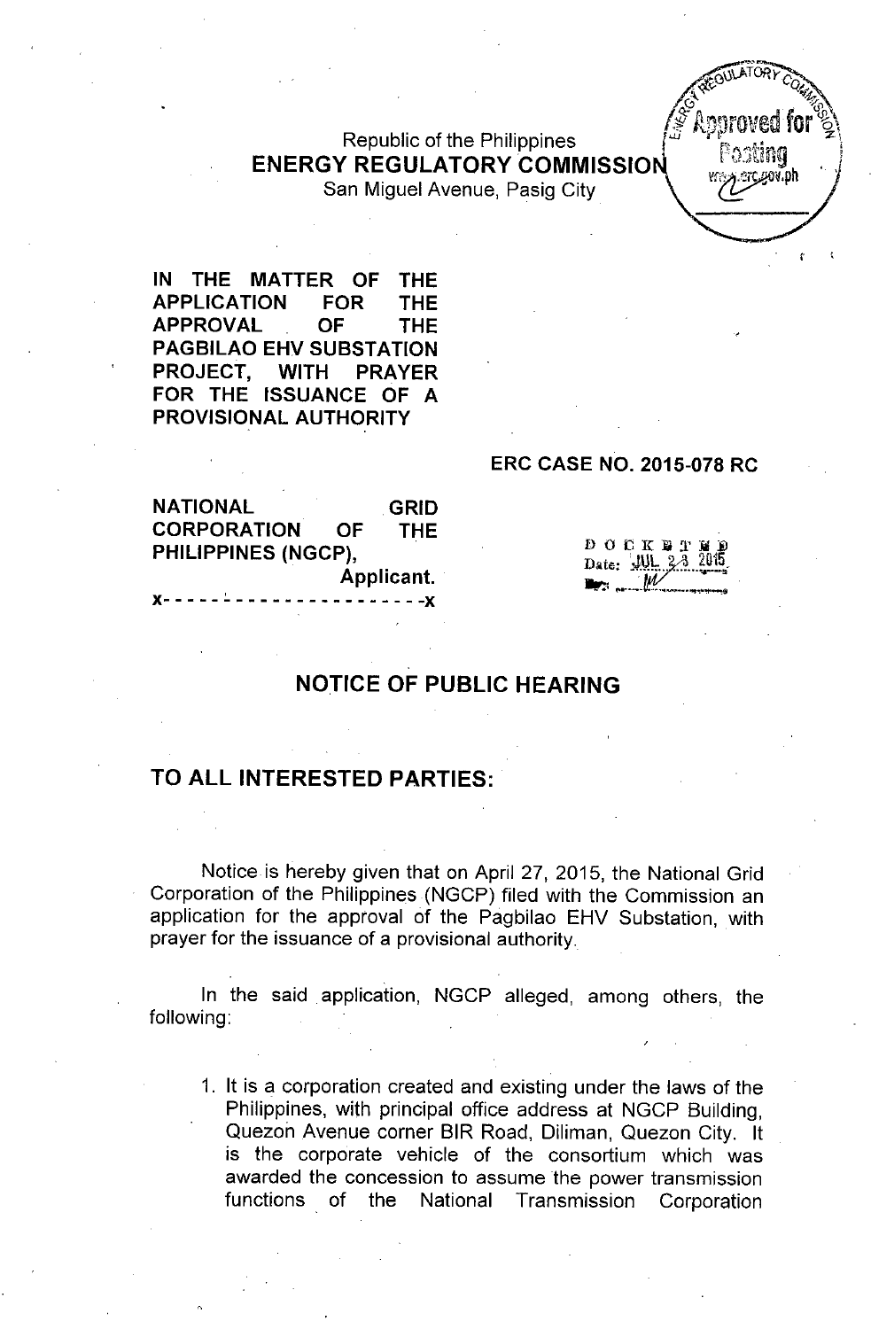Republic of the Philippines
**ENERGY REGULATORY COMMISSION**
San Miguel Avenue, Pasig City

**IN THE MATTER OF THE APPLICATION FOR THE APPROVAL OF THE PAGBILAO EHV SUBSTATION PROJECT, WITH PRAYER FOR THE ISSUANCE OF A PROVISIONAL AUTHORITY**

**ERC CASE NO. 2015-078 RC**

**NATIONAL GRID CORPORATION OF THE PHILIPPINES (NGCP),**
**Applicant.**
x- - - - - - - - - - - - - - - - - - - - - - -x

DOCKETED
Date: JUL 23 2015
By: ________

## NOTICE OF PUBLIC HEARING

## TO ALL INTERESTED PARTIES:

Notice is hereby given that on April 27, 2015, the National Grid Corporation of the Philippines (NGCP) filed with the Commission an application for the approval of the Pagbilao EHV Substation, with prayer for the issuance of a provisional authority.

In the said application, NGCP alleged, among others, the following:

1. It is a corporation created and existing under the laws of the Philippines, with principal office address at NGCP Building, Quezon Avenue corner BIR Road, Diliman, Quezon City. It is the corporate vehicle of the consortium which was awarded the concession to assume the power transmission functions of the National Transmission Corporation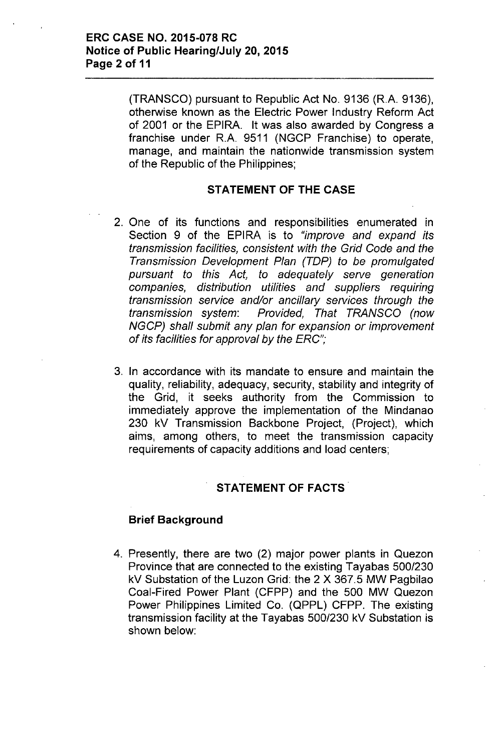(TRANSCO) pursuant to Republic Act No. 9136 (R.A. 9136), otherwise known as the Electric Power Industry Reform Act of 2001 or the EPIRA. It was also awarded by Congress a franchise under R.A. 9511 (NGCP Franchise) to operate, manage, and maintain the nationwide transmission system of the Republic of the Philippines;

## STATEMENT OF THE CASE

2. One of its functions and responsibilities enumerated in Section 9 of the EPIRA is to *"improve and expand its transmission facilities, consistent with the Grid Code and the Transmission Development Plan (TDP) to be promulgated pursuant to this Act, to adequately serve generation companies, distribution utilities and suppliers requiring transmission service and/or ancillary services through the transmission system: Provided, That TRANSCO (now NGCP) shall submit any plan for expansion or improvement of its facilities for approval by the ERC";*

3. In accordance with its mandate to ensure and maintain the quality, reliability, adequacy, security, stability and integrity of the Grid, it seeks authority from the Commission to immediately approve the implementation of the Mindanao 230 kV Transmission Backbone Project, (Project), which aims, among others, to meet the transmission capacity requirements of capacity additions and load centers;

## STATEMENT OF FACTS

### Brief Background

4. Presently, there are two (2) major power plants in Quezon Province that are connected to the existing Tayabas 500/230 kV Substation of the Luzon Grid: the 2 X 367.5 MW Pagbilao Coal-Fired Power Plant (CFPP) and the 500 MW Quezon Power Philippines Limited Co. (QPPL) CFPP. The existing transmission facility at the Tayabas 500/230 kV Substation is shown below: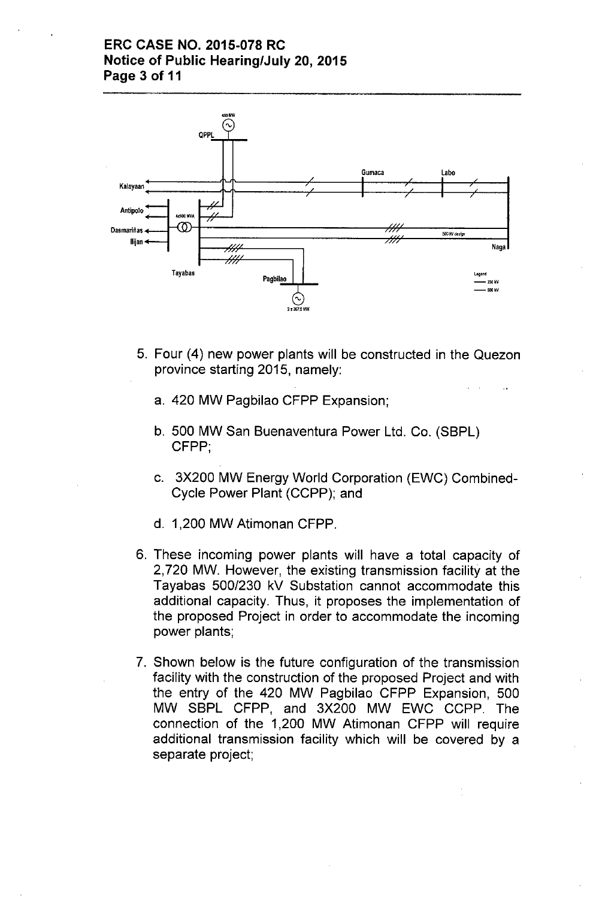5. Four (4) new power plants will be constructed in the Quezon province starting 2015, namely:

   a. 420 MW Pagbilao CFPP Expansion;

   b. 500 MW San Buenaventura Power Ltd. Co. (SBPL) CFPP;

   c. 3X200 MW Energy World Corporation (EWC) Combined-Cycle Power Plant (CCPP); and

   d. 1,200 MW Atimonan CFPP.

6. These incoming power plants will have a total capacity of 2,720 MW. However, the existing transmission facility at the Tayabas 500/230 kV Substation cannot accommodate this additional capacity. Thus, it proposes the implementation of the proposed Project in order to accommodate the incoming power plants;

7. Shown below is the future configuration of the transmission facility with the construction of the proposed Project and with the entry of the 420 MW Pagbilao CFPP Expansion, 500 MW SBPL CFPP, and 3X200 MW EWC CCPP. The connection of the 1,200 MW Atimonan CFPP will require additional transmission facility which will be covered by a separate project;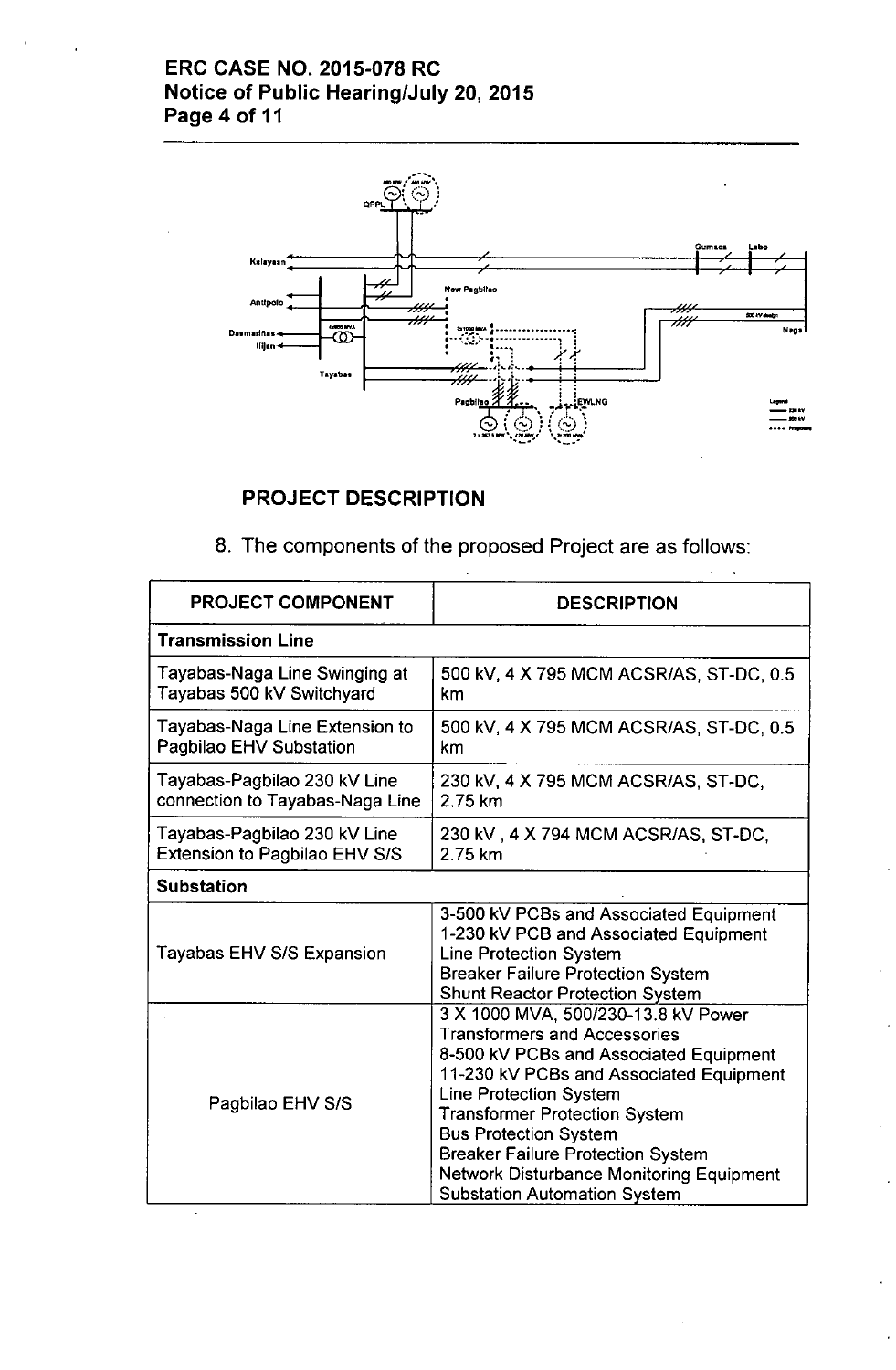## PROJECT DESCRIPTION

8. The components of the proposed Project are as follows:

| PROJECT COMPONENT | DESCRIPTION |
|---|---|
| **Transmission Line** | |
| Tayabas-Naga Line Swinging at Tayabas 500 kV Switchyard | 500 kV, 4 X 795 MCM ACSR/AS, ST-DC, 0.5 km |
| Tayabas-Naga Line Extension to Pagbilao EHV Substation | 500 kV, 4 X 795 MCM ACSR/AS, ST-DC, 0.5 km |
| Tayabas-Pagbilao 230 kV Line connection to Tayabas-Naga Line | 230 kV, 4 X 795 MCM ACSR/AS, ST-DC, 2.75 km |
| Tayabas-Pagbilao 230 kV Line Extension to Pagbilao EHV S/S | 230 kV , 4 X 794 MCM ACSR/AS, ST-DC, 2.75 km |
| **Substation** | |
| Tayabas EHV S/S Expansion | 3-500 kV PCBs and Associated Equipment<br>1-230 kV PCB and Associated Equipment<br>Line Protection System<br>Breaker Failure Protection System<br>Shunt Reactor Protection System |
| Pagbilao EHV S/S | 3 X 1000 MVA, 500/230-13.8 kV Power Transformers and Accessories<br>8-500 kV PCBs and Associated Equipment<br>11-230 kV PCBs and Associated Equipment<br>Line Protection System<br>Transformer Protection System<br>Bus Protection System<br>Breaker Failure Protection System<br>Network Disturbance Monitoring Equipment<br>Substation Automation System |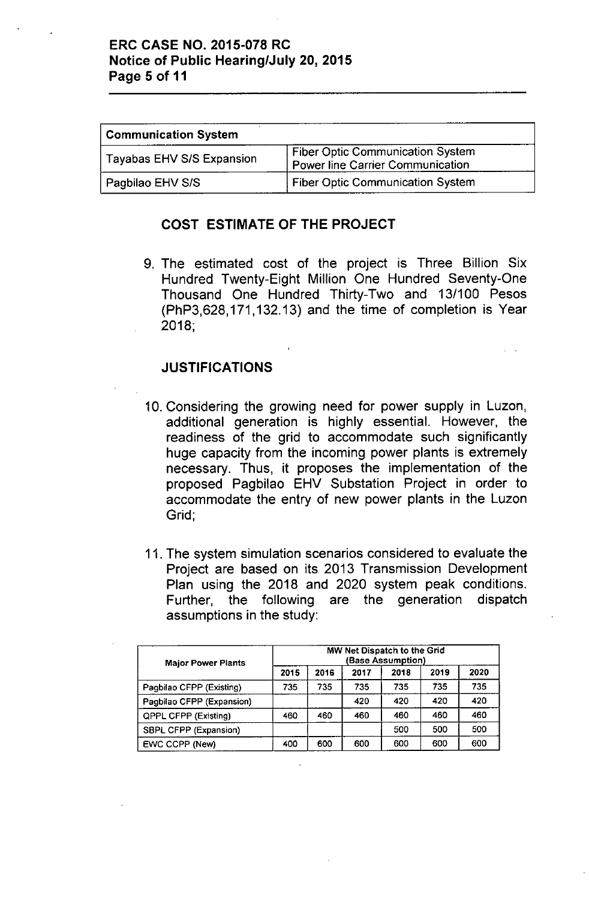| Communication System | |
|---|---|
| Tayabas EHV S/S Expansion | Fiber Optic Communication System<br>Power line Carrier Communication |
| Pagbilao EHV S/S | Fiber Optic Communication System |

## COST ESTIMATE OF THE PROJECT

9. The estimated cost of the project is Three Billion Six Hundred Twenty-Eight Million One Hundred Seventy-One Thousand One Hundred Thirty-Two and 13/100 Pesos (PhP3,628,171,132.13) and the time of completion is Year 2018;

## JUSTIFICATIONS

10. Considering the growing need for power supply in Luzon, additional generation is highly essential. However, the readiness of the grid to accommodate such significantly huge capacity from the incoming power plants is extremely necessary. Thus, it proposes the implementation of the proposed Pagbilao EHV Substation Project in order to accommodate the entry of new power plants in the Luzon Grid;

11. The system simulation scenarios considered to evaluate the Project are based on its 2013 Transmission Development Plan using the 2018 and 2020 system peak conditions. Further, the following are the generation dispatch assumptions in the study:

| Major Power Plants | MW Net Dispatch to the Grid (Base Assumption) | | | | | |
|---|---|---|---|---|---|---|
| | 2015 | 2016 | 2017 | 2018 | 2019 | 2020 |
| Pagbilao CFPP (Existing) | 735 | 735 | 735 | 735 | 735 | 735 |
| Pagbilao CFPP (Expansion) | | | 420 | 420 | 420 | 420 |
| QPPL CFPP (Existing) | 460 | 460 | 460 | 460 | 460 | 460 |
| SBPL CFPP (Expansion) | | | | 500 | 500 | 500 |
| EWC CCPP (New) | 400 | 600 | 600 | 600 | 600 | 600 |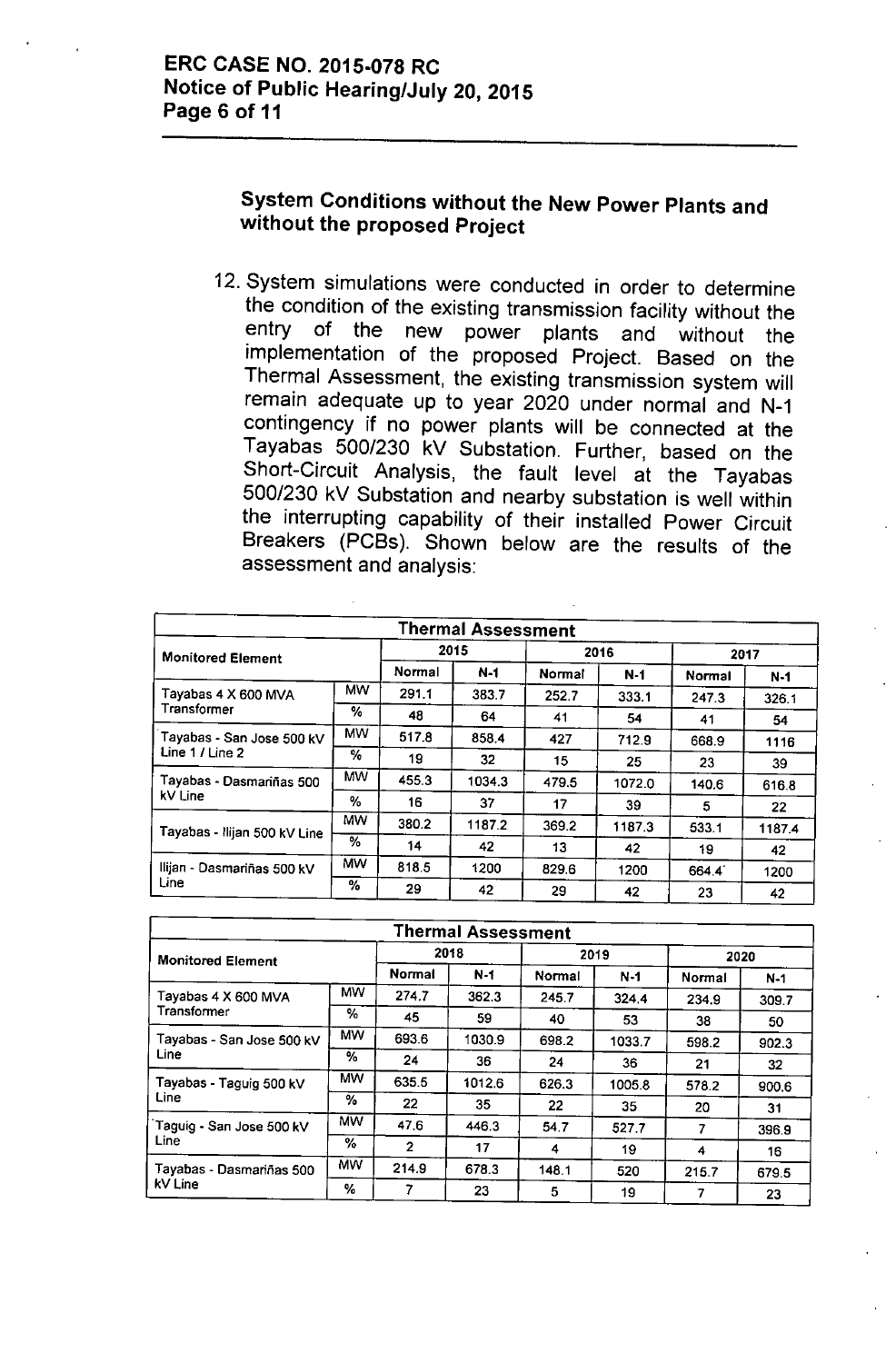### System Conditions without the New Power Plants and without the proposed Project

12. System simulations were conducted in order to determine the condition of the existing transmission facility without the entry of the new power plants and without the implementation of the proposed Project. Based on the Thermal Assessment, the existing transmission system will remain adequate up to year 2020 under normal and N-1 contingency if no power plants will be connected at the Tayabas 500/230 kV Substation. Further, based on the Short-Circuit Analysis, the fault level at the Tayabas 500/230 kV Substation and nearby substation is well within the interrupting capability of their installed Power Circuit Breakers (PCBs). Shown below are the results of the assessment and analysis:

| Thermal Assessment | | | | | | | |
|---|---|---|---|---|---|---|---|
| Monitored Element | | 2015 | | 2016 | | 2017 | |
| | | Normal | N-1 | Normal | N-1 | Normal | N-1 |
| Tayabas 4 X 600 MVA Transformer | MW | 291.1 | 383.7 | 252.7 | 333.1 | 247.3 | 326.1 |
| | % | 48 | 64 | 41 | 54 | 41 | 54 |
| Tayabas - San Jose 500 kV Line 1 / Line 2 | MW | 517.8 | 858.4 | 427 | 712.9 | 668.9 | 1116 |
| | % | 19 | 32 | 15 | 25 | 23 | 39 |
| Tayabas - Dasmariñas 500 kV Line | MW | 455.3 | 1034.3 | 479.5 | 1072.0 | 140.6 | 616.8 |
| | % | 16 | 37 | 17 | 39 | 5 | 22 |
| Tayabas - Ilijan 500 kV Line | MW | 380.2 | 1187.2 | 369.2 | 1187.3 | 533.1 | 1187.4 |
| | % | 14 | 42 | 13 | 42 | 19 | 42 |
| Ilijan - Dasmariñas 500 kV Line | MW | 818.5 | 1200 | 829.6 | 1200 | 664.4 | 1200 |
| | % | 29 | 42 | 29 | 42 | 23 | 42 |

| Thermal Assessment | | | | | | | |
|---|---|---|---|---|---|---|---|
| Monitored Element | | 2018 | | 2019 | | 2020 | |
| | | Normal | N-1 | Normal | N-1 | Normal | N-1 |
| Tayabas 4 X 600 MVA Transformer | MW | 274.7 | 362.3 | 245.7 | 324.4 | 234.9 | 309.7 |
| | % | 45 | 59 | 40 | 53 | 38 | 50 |
| Tayabas - San Jose 500 kV Line | MW | 693.6 | 1030.9 | 698.2 | 1033.7 | 598.2 | 902.3 |
| | % | 24 | 36 | 24 | 36 | 21 | 32 |
| Tayabas - Taguig 500 kV Line | MW | 635.5 | 1012.6 | 626.3 | 1005.8 | 578.2 | 900.6 |
| | % | 22 | 35 | 22 | 35 | 20 | 31 |
| Taguig - San Jose 500 kV Line | MW | 47.6 | 446.3 | 54.7 | 527.7 | 7 | 396.9 |
| | % | 2 | 17 | 4 | 19 | 4 | 16 |
| Tayabas - Dasmariñas 500 kV Line | MW | 214.9 | 678.3 | 148.1 | 520 | 215.7 | 679.5 |
| | % | 7 | 23 | 5 | 19 | 7 | 23 |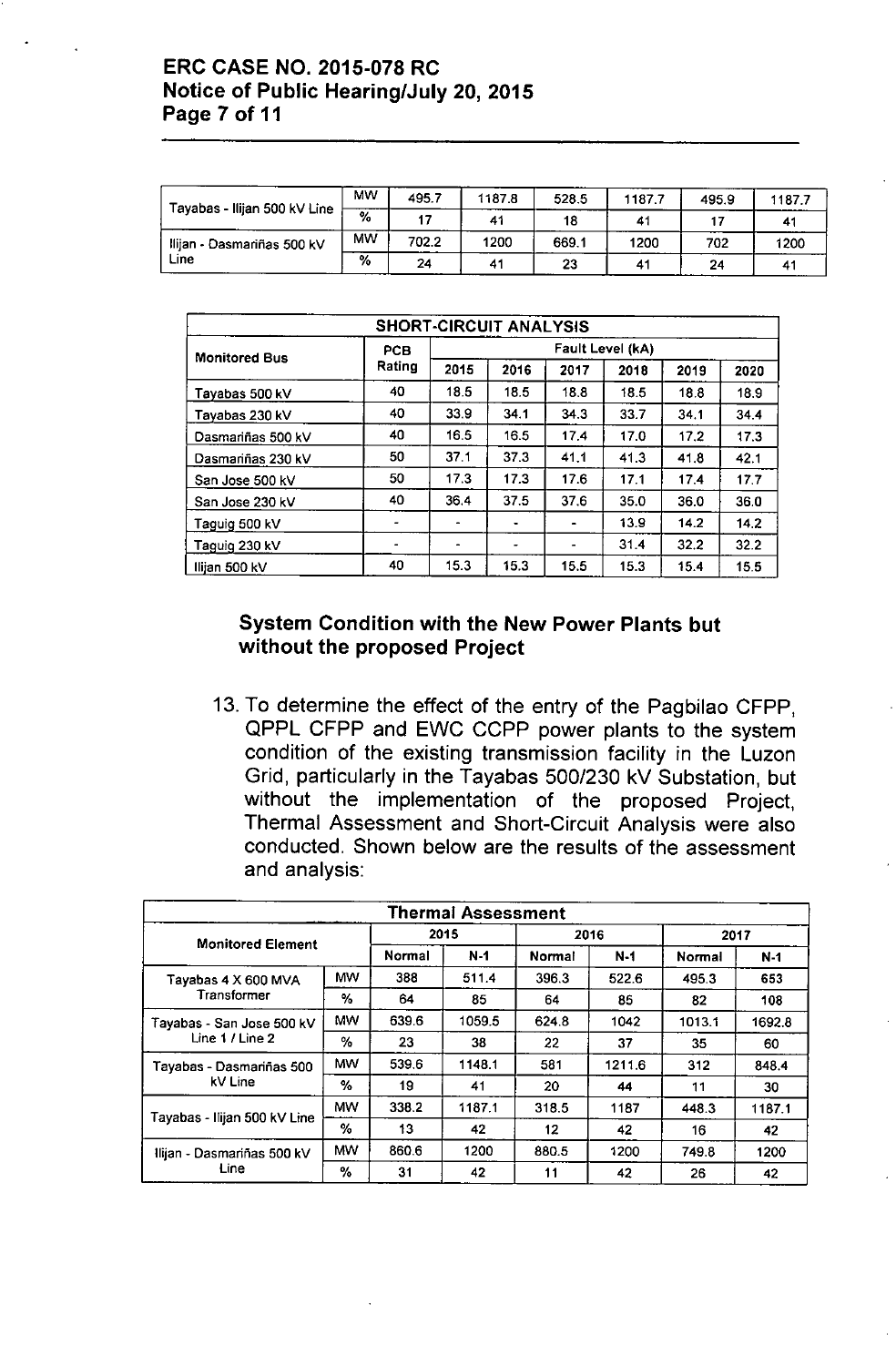| | | | | | | | |
|---|---|---|---|---|---|---|---|
| Tayabas - Ilijan 500 kV Line | MW | 495.7 | 1187.8 | 528.5 | 1187.7 | 495.9 | 1187.7 |
| | % | 17 | 41 | 18 | 41 | 17 | 41 |
| Ilijan - Dasmariñas 500 kV Line | MW | 702.2 | 1200 | 669.1 | 1200 | 702 | 1200 |
| | % | 24 | 41 | 23 | 41 | 24 | 41 |

| SHORT-CIRCUIT ANALYSIS | | | | | | | |
|---|---|---|---|---|---|---|---|
| Monitored Bus | PCB Rating | Fault Level (kA) | | | | | |
| | | 2015 | 2016 | 2017 | 2018 | 2019 | 2020 |
| Tayabas 500 kV | 40 | 18.5 | 18.5 | 18.8 | 18.5 | 18.8 | 18.9 |
| Tayabas 230 kV | 40 | 33.9 | 34.1 | 34.3 | 33.7 | 34.1 | 34.4 |
| Dasmariñas 500 kV | 40 | 16.5 | 16.5 | 17.4 | 17.0 | 17.2 | 17.3 |
| Dasmariñas 230 kV | 50 | 37.1 | 37.3 | 41.1 | 41.3 | 41.8 | 42.1 |
| San Jose 500 kV | 50 | 17.3 | 17.3 | 17.6 | 17.1 | 17.4 | 17.7 |
| San Jose 230 kV | 40 | 36.4 | 37.5 | 37.6 | 35.0 | 36.0 | 36.0 |
| Taguig 500 kV | - | - | - | - | 13.9 | 14.2 | 14.2 |
| Taguig 230 kV | - | - | - | - | 31.4 | 32.2 | 32.2 |
| Ilijan 500 kV | 40 | 15.3 | 15.3 | 15.5 | 15.3 | 15.4 | 15.5 |

### System Condition with the New Power Plants but without the proposed Project

13. To determine the effect of the entry of the Pagbilao CFPP, QPPL CFPP and EWC CCPP power plants to the system condition of the existing transmission facility in the Luzon Grid, particularly in the Tayabas 500/230 kV Substation, but without the implementation of the proposed Project, Thermal Assessment and Short-Circuit Analysis were also conducted. Shown below are the results of the assessment and analysis:

| Thermal Assessment | | | | | | | |
|---|---|---|---|---|---|---|---|
| Monitored Element | | 2015 | | 2016 | | 2017 | |
| | | Normal | N-1 | Normal | N-1 | Normal | N-1 |
| Tayabas 4 X 600 MVA Transformer | MW | 388 | 511.4 | 396.3 | 522.6 | 495.3 | 653 |
| | % | 64 | 85 | 64 | 85 | 82 | 108 |
| Tayabas - San Jose 500 kV Line 1 / Line 2 | MW | 639.6 | 1059.5 | 624.8 | 1042 | 1013.1 | 1692.8 |
| | % | 23 | 38 | 22 | 37 | 35 | 60 |
| Tayabas - Dasmariñas 500 kV Line | MW | 539.6 | 1148.1 | 581 | 1211.6 | 312 | 848.4 |
| | % | 19 | 41 | 20 | 44 | 11 | 30 |
| Tayabas - Ilijan 500 kV Line | MW | 338.2 | 1187.1 | 318.5 | 1187 | 448.3 | 1187.1 |
| | % | 13 | 42 | 12 | 42 | 16 | 42 |
| Ilijan - Dasmariñas 500 kV Line | MW | 860.6 | 1200 | 880.5 | 1200 | 749.8 | 1200 |
| | % | 31 | 42 | 11 | 42 | 26 | 42 |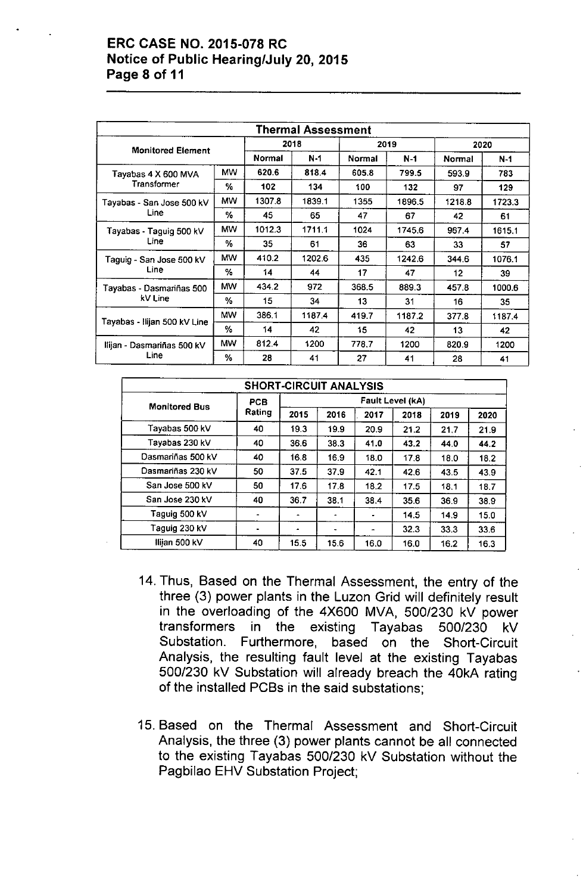| Thermal Assessment | | | | | | | |
|---|---|---|---|---|---|---|---|
| Monitored Element | | 2018 | | 2019 | | 2020 | |
| | | Normal | N-1 | Normal | N-1 | Normal | N-1 |
| Tayabas 4 X 600 MVA Transformer | MW | 620.6 | 818.4 | 605.8 | 799.5 | 593.9 | 783 |
| | % | 102 | 134 | 100 | 132 | 97 | 129 |
| Tayabas - San Jose 500 kV Line | MW | 1307.8 | 1839.1 | 1355 | 1896.5 | 1218.8 | 1723.3 |
| | % | 45 | 65 | 47 | 67 | 42 | 61 |
| Tayabas - Taguig 500 kV Line | MW | 1012.3 | 1711.1 | 1024 | 1745.6 | 967.4 | 1615.1 |
| | % | 35 | 61 | 36 | 63 | 33 | 57 |
| Taguig - San Jose 500 kV Line | MW | 410.2 | 1202.6 | 435 | 1242.6 | 344.6 | 1076.1 |
| | % | 14 | 44 | 17 | 47 | 12 | 39 |
| Tayabas - Dasmariñas 500 kV Line | MW | 434.2 | 972 | 368.5 | 889.3 | 457.8 | 1000.6 |
| | % | 15 | 34 | 13 | 31 | 16 | 35 |
| Tayabas - Ilijan 500 kV Line | MW | 386.1 | 1187.4 | 419.7 | 1187.2 | 377.8 | 1187.4 |
| | % | 14 | 42 | 15 | 42 | 13 | 42 |
| Ilijan - Dasmariñas 500 kV Line | MW | 812.4 | 1200 | 778.7 | 1200 | 820.9 | 1200 |
| | % | 28 | 41 | 27 | 41 | 28 | 41 |

| SHORT-CIRCUIT ANALYSIS | | | | | | | |
|---|---|---|---|---|---|---|---|
| Monitored Bus | PCB Rating | Fault Level (kA) | | | | | |
| | | 2015 | 2016 | 2017 | 2018 | 2019 | 2020 |
| Tayabas 500 kV | 40 | 19.3 | 19.9 | 20.9 | 21.2 | 21.7 | 21.9 |
| Tayabas 230 kV | 40 | 36.6 | 38.3 | 41.0 | 43.2 | 44.0 | 44.2 |
| Dasmariñas 500 kV | 40 | 16.8 | 16.9 | 18.0 | 17.8 | 18.0 | 18.2 |
| Dasmariñas 230 kV | 50 | 37.5 | 37.9 | 42.1 | 42.6 | 43.5 | 43.9 |
| San Jose 500 kV | 50 | 17.6 | 17.8 | 18.2 | 17.5 | 18.1 | 18.7 |
| San Jose 230 kV | 40 | 36.7 | 38.1 | 38.4 | 35.6 | 36.9 | 38.9 |
| Taguig 500 kV | - | - | - | - | 14.5 | 14.9 | 15.0 |
| Taguig 230 kV | - | - | - | - | 32.3 | 33.3 | 33.6 |
| Ilijan 500 kV | 40 | 15.5 | 15.6 | 16.0 | 16.0 | 16.2 | 16.3 |

14. Thus, Based on the Thermal Assessment, the entry of the three (3) power plants in the Luzon Grid will definitely result in the overloading of the 4X600 MVA, 500/230 kV power transformers in the existing Tayabas 500/230 kV Substation. Furthermore, based on the Short-Circuit Analysis, the resulting fault level at the existing Tayabas 500/230 kV Substation will already breach the 40kA rating of the installed PCBs in the said substations;

15. Based on the Thermal Assessment and Short-Circuit Analysis, the three (3) power plants cannot be all connected to the existing Tayabas 500/230 kV Substation without the Pagbilao EHV Substation Project;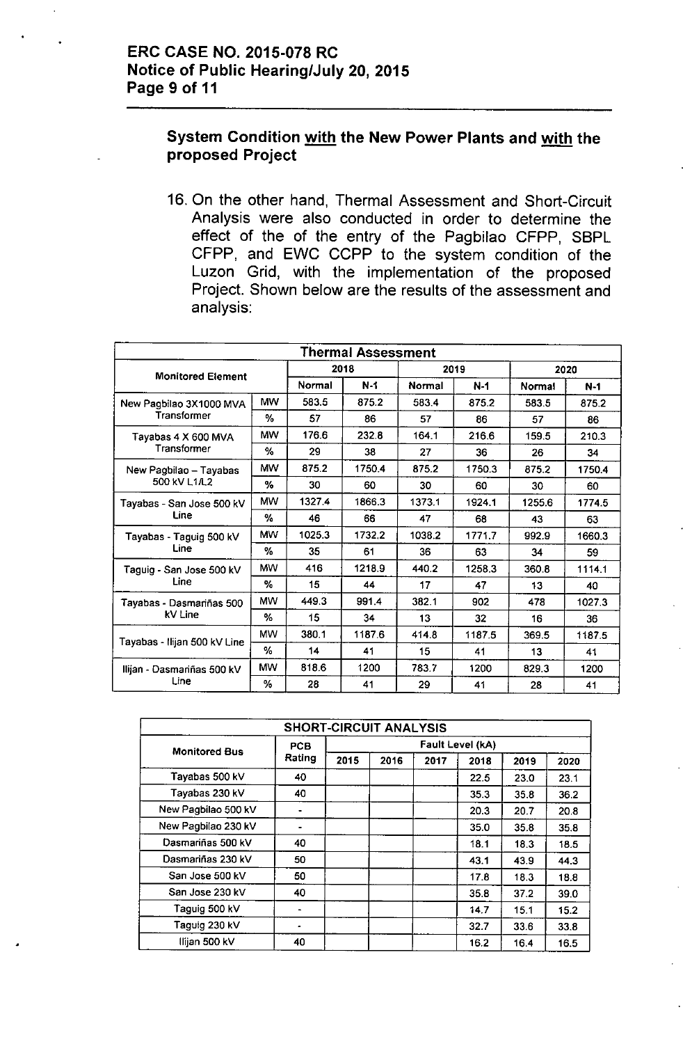### System Condition <u>with</u> the New Power Plants and <u>with</u> the proposed Project

16. On the other hand, Thermal Assessment and Short-Circuit Analysis were also conducted in order to determine the effect of the of the entry of the Pagbilao CFPP, SBPL CFPP, and EWC CCPP to the system condition of the Luzon Grid, with the implementation of the proposed Project. Shown below are the results of the assessment and analysis:

| Thermal Assessment | | | | | | | |
|---|---|---|---|---|---|---|---|
| Monitored Element | | 2018 | | 2019 | | 2020 | |
| | | Normal | N-1 | Normal | N-1 | Normal | N-1 |
| New Pagbilao 3X1000 MVA Transformer | MW | 583.5 | 875.2 | 583.4 | 875.2 | 583.5 | 875.2 |
| | % | 57 | 86 | 57 | 86 | 57 | 86 |
| Tayabas 4 X 600 MVA Transformer | MW | 176.6 | 232.8 | 164.1 | 216.6 | 159.5 | 210.3 |
| | % | 29 | 38 | 27 | 36 | 26 | 34 |
| New Pagbilao – Tayabas 500 kV L1/L2 | MW | 875.2 | 1750.4 | 875.2 | 1750.3 | 875.2 | 1750.4 |
| | % | 30 | 60 | 30 | 60 | 30 | 60 |
| Tayabas - San Jose 500 kV Line | MW | 1327.4 | 1866.3 | 1373.1 | 1924.1 | 1255.6 | 1774.5 |
| | % | 46 | 66 | 47 | 68 | 43 | 63 |
| Tayabas - Taguig 500 kV Line | MW | 1025.3 | 1732.2 | 1038.2 | 1771.7 | 992.9 | 1660.3 |
| | % | 35 | 61 | 36 | 63 | 34 | 59 |
| Taguig - San Jose 500 kV Line | MW | 416 | 1218.9 | 440.2 | 1258.3 | 360.8 | 1114.1 |
| | % | 15 | 44 | 17 | 47 | 13 | 40 |
| Tayabas - Dasmariñas 500 kV Line | MW | 449.3 | 991.4 | 382.1 | 902 | 478 | 1027.3 |
| | % | 15 | 34 | 13 | 32 | 16 | 36 |
| Tayabas - Ilijan 500 kV Line | MW | 380.1 | 1187.6 | 414.8 | 1187.5 | 369.5 | 1187.5 |
| | % | 14 | 41 | 15 | 41 | 13 | 41 |
| Ilijan - Dasmariñas 500 kV Line | MW | 818.6 | 1200 | 783.7 | 1200 | 829.3 | 1200 |
| | % | 28 | 41 | 29 | 41 | 28 | 41 |

| SHORT-CIRCUIT ANALYSIS | | | | | | | |
|---|---|---|---|---|---|---|---|
| Monitored Bus | PCB Rating | Fault Level (kA) | | | | | |
| | | 2015 | 2016 | 2017 | 2018 | 2019 | 2020 |
| Tayabas 500 kV | 40 | | | | 22.5 | 23.0 | 23.1 |
| Tayabas 230 kV | 40 | | | | 35.3 | 35.8 | 36.2 |
| New Pagbilao 500 kV | - | | | | 20.3 | 20.7 | 20.8 |
| New Pagbilao 230 kV | - | | | | 35.0 | 35.8 | 35.8 |
| Dasmariñas 500 kV | 40 | | | | 18.1 | 18.3 | 18.5 |
| Dasmariñas 230 kV | 50 | | | | 43.1 | 43.9 | 44.3 |
| San Jose 500 kV | 50 | | | | 17.8 | 18.3 | 18.8 |
| San Jose 230 kV | 40 | | | | 35.8 | 37.2 | 39.0 |
| Taguig 500 kV | - | | | | 14.7 | 15.1 | 15.2 |
| Taguig 230 kV | - | | | | 32.7 | 33.6 | 33.8 |
| Ilijan 500 kV | 40 | | | | 16.2 | 16.4 | 16.5 |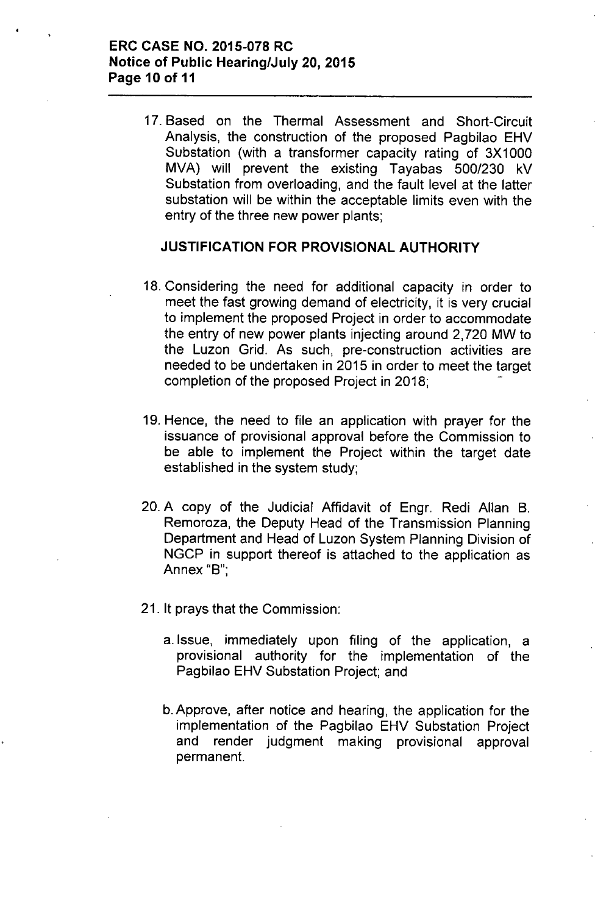17. Based on the Thermal Assessment and Short-Circuit Analysis, the construction of the proposed Pagbilao EHV Substation (with a transformer capacity rating of 3X1000 MVA) will prevent the existing Tayabas 500/230 kV Substation from overloading, and the fault level at the latter substation will be within the acceptable limits even with the entry of the three new power plants;

## JUSTIFICATION FOR PROVISIONAL AUTHORITY

18. Considering the need for additional capacity in order to meet the fast growing demand of electricity, it is very crucial to implement the proposed Project in order to accommodate the entry of new power plants injecting around 2,720 MW to the Luzon Grid. As such, pre-construction activities are needed to be undertaken in 2015 in order to meet the target completion of the proposed Project in 2018;

19. Hence, the need to file an application with prayer for the issuance of provisional approval before the Commission to be able to implement the Project within the target date established in the system study;

20. A copy of the Judicial Affidavit of Engr. Redi Allan B. Remoroza, the Deputy Head of the Transmission Planning Department and Head of Luzon System Planning Division of NGCP in support thereof is attached to the application as Annex "B";

21. It prays that the Commission:

    a. Issue, immediately upon filing of the application, a provisional authority for the implementation of the Pagbilao EHV Substation Project; and

    b. Approve, after notice and hearing, the application for the implementation of the Pagbilao EHV Substation Project and render judgment making provisional approval permanent.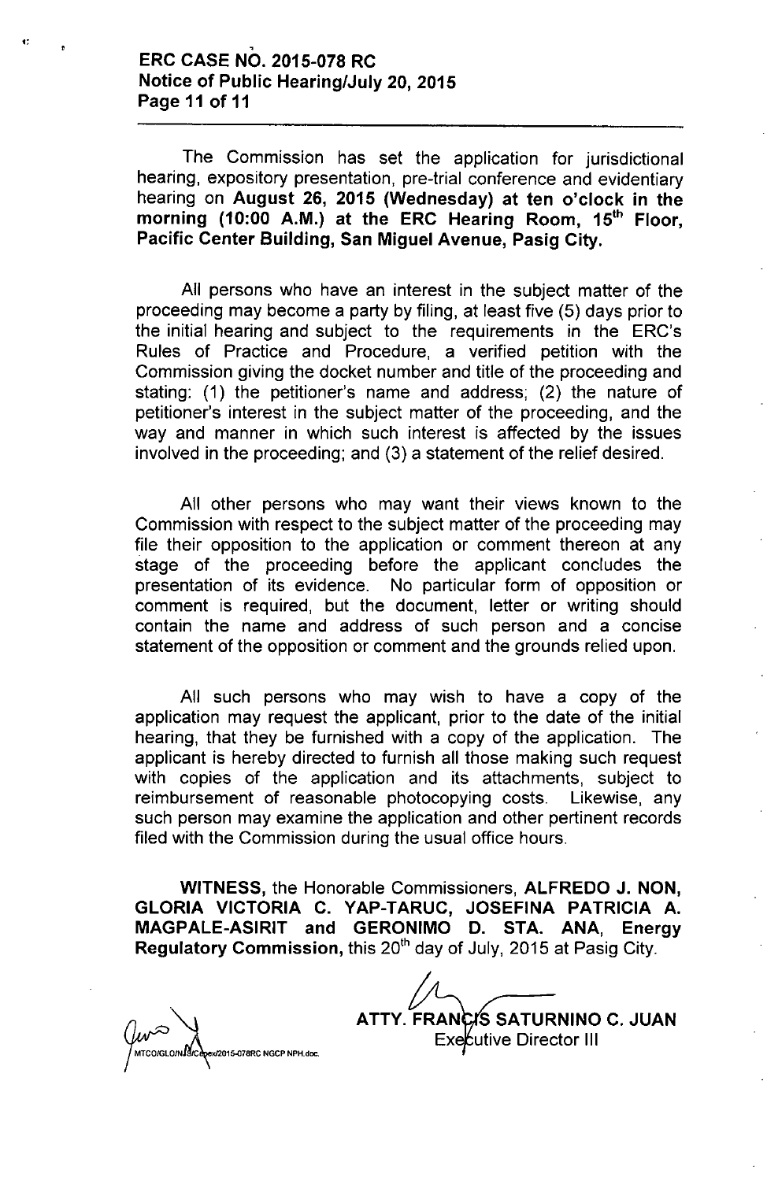The Commission has set the application for jurisdictional hearing, expository presentation, pre-trial conference and evidentiary hearing on **August 26, 2015 (Wednesday) at ten o'clock in the morning (10:00 A.M.) at the ERC Hearing Room, 15th Floor, Pacific Center Building, San Miguel Avenue, Pasig City.**

All persons who have an interest in the subject matter of the proceeding may become a party by filing, at least five (5) days prior to the initial hearing and subject to the requirements in the ERC's Rules of Practice and Procedure, a verified petition with the Commission giving the docket number and title of the proceeding and stating: (1) the petitioner's name and address; (2) the nature of petitioner's interest in the subject matter of the proceeding, and the way and manner in which such interest is affected by the issues involved in the proceeding; and (3) a statement of the relief desired.

All other persons who may want their views known to the Commission with respect to the subject matter of the proceeding may file their opposition to the application or comment thereon at any stage of the proceeding before the applicant concludes the presentation of its evidence. No particular form of opposition or comment is required, but the document, letter or writing should contain the name and address of such person and a concise statement of the opposition or comment and the grounds relied upon.

All such persons who may wish to have a copy of the application may request the applicant, prior to the date of the initial hearing, that they be furnished with a copy of the application. The applicant is hereby directed to furnish all those making such request with copies of the application and its attachments, subject to reimbursement of reasonable photocopying costs. Likewise, any such person may examine the application and other pertinent records filed with the Commission during the usual office hours.

**WITNESS,** the Honorable Commissioners, **ALFREDO J. NON, GLORIA VICTORIA C. YAP-TARUC, JOSEFINA PATRICIA A. MAGPALE-ASIRIT and GERONIMO D. STA. ANA, Energy Regulatory Commission,** this 20th day of July, 2015 at Pasig City.

**ATTY. FRANCIS SATURNINO C. JUAN**
Executive Director III

MTCO/GLO/NJS/Capex/2015-078RC NGCP NPH.doc.